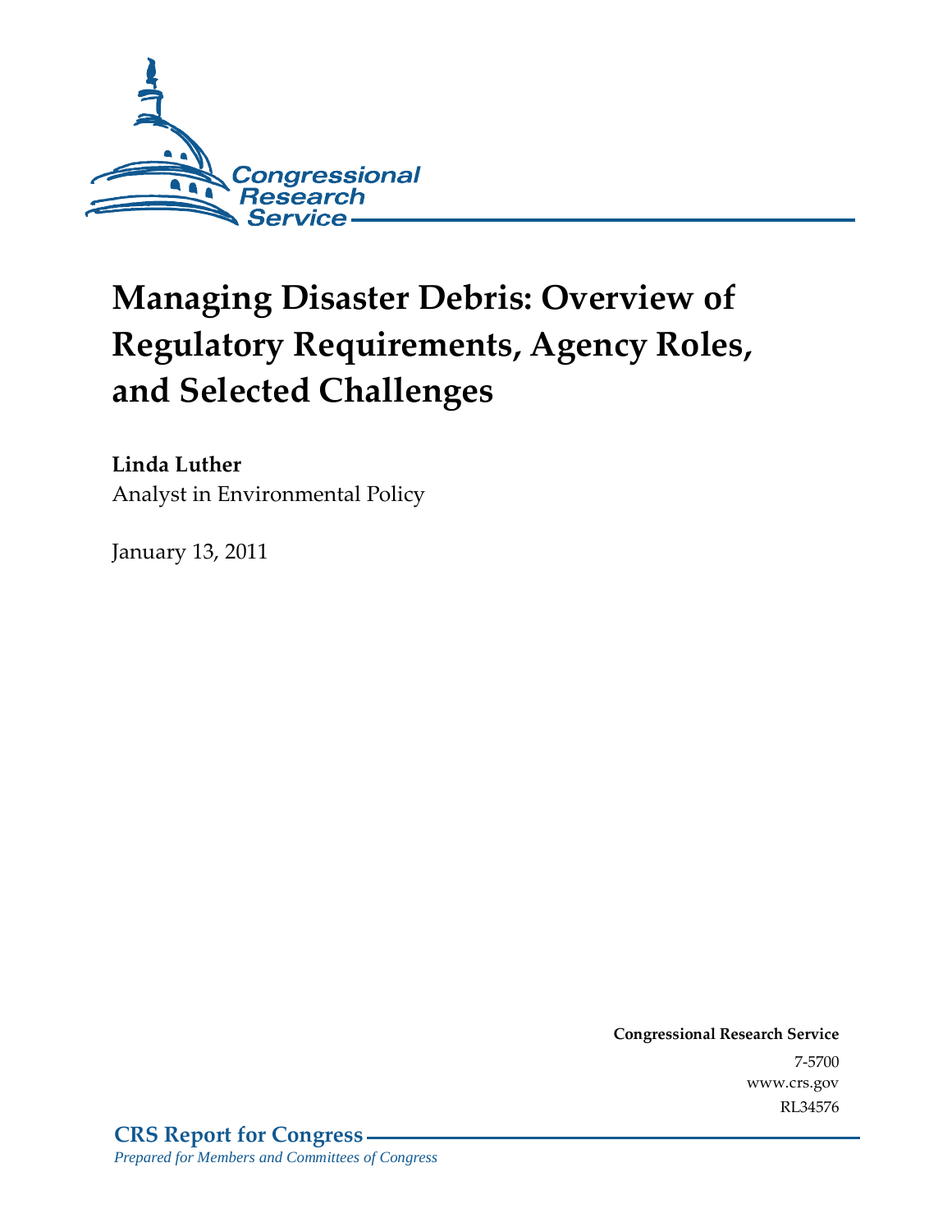Congressional Research Service

# Managing Disaster Debris: Overview of Regulatory Requirements, Agency Roles, and Selected Challenges

**Linda Luther**
Analyst in Environmental Policy

January 13, 2011

**Congressional Research Service**
7-5700
www.crs.gov
RL34576

**CRS Report for Congress**
*Prepared for Members and Committees of Congress*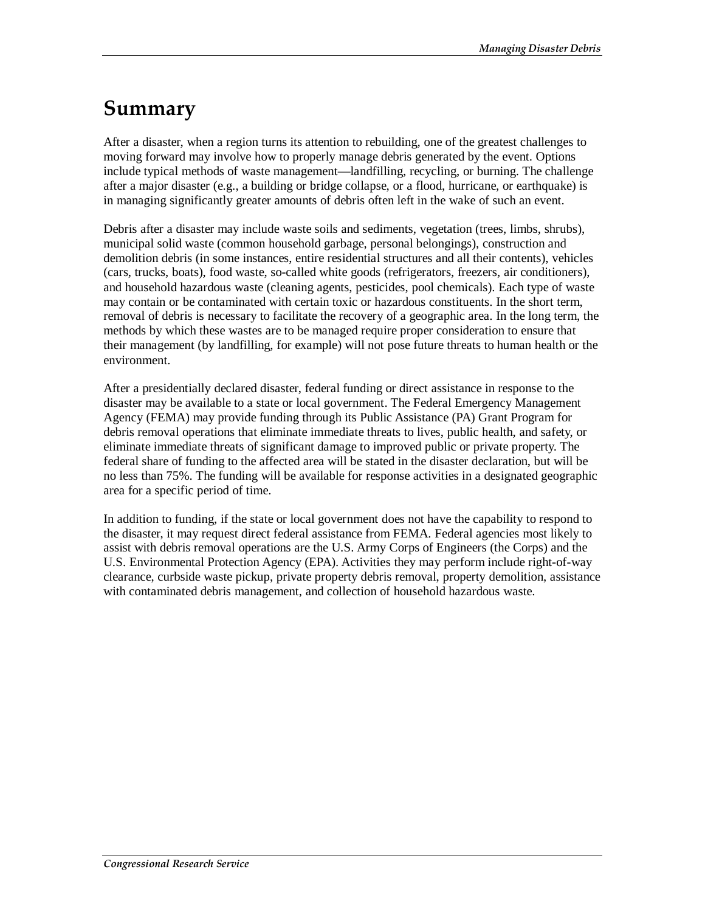# Summary

After a disaster, when a region turns its attention to rebuilding, one of the greatest challenges to moving forward may involve how to properly manage debris generated by the event. Options include typical methods of waste management—landfilling, recycling, or burning. The challenge after a major disaster (e.g., a building or bridge collapse, or a flood, hurricane, or earthquake) is in managing significantly greater amounts of debris often left in the wake of such an event.

Debris after a disaster may include waste soils and sediments, vegetation (trees, limbs, shrubs), municipal solid waste (common household garbage, personal belongings), construction and demolition debris (in some instances, entire residential structures and all their contents), vehicles (cars, trucks, boats), food waste, so-called white goods (refrigerators, freezers, air conditioners), and household hazardous waste (cleaning agents, pesticides, pool chemicals). Each type of waste may contain or be contaminated with certain toxic or hazardous constituents. In the short term, removal of debris is necessary to facilitate the recovery of a geographic area. In the long term, the methods by which these wastes are to be managed require proper consideration to ensure that their management (by landfilling, for example) will not pose future threats to human health or the environment.

After a presidentially declared disaster, federal funding or direct assistance in response to the disaster may be available to a state or local government. The Federal Emergency Management Agency (FEMA) may provide funding through its Public Assistance (PA) Grant Program for debris removal operations that eliminate immediate threats to lives, public health, and safety, or eliminate immediate threats of significant damage to improved public or private property. The federal share of funding to the affected area will be stated in the disaster declaration, but will be no less than 75%. The funding will be available for response activities in a designated geographic area for a specific period of time.

In addition to funding, if the state or local government does not have the capability to respond to the disaster, it may request direct federal assistance from FEMA. Federal agencies most likely to assist with debris removal operations are the U.S. Army Corps of Engineers (the Corps) and the U.S. Environmental Protection Agency (EPA). Activities they may perform include right-of-way clearance, curbside waste pickup, private property debris removal, property demolition, assistance with contaminated debris management, and collection of household hazardous waste.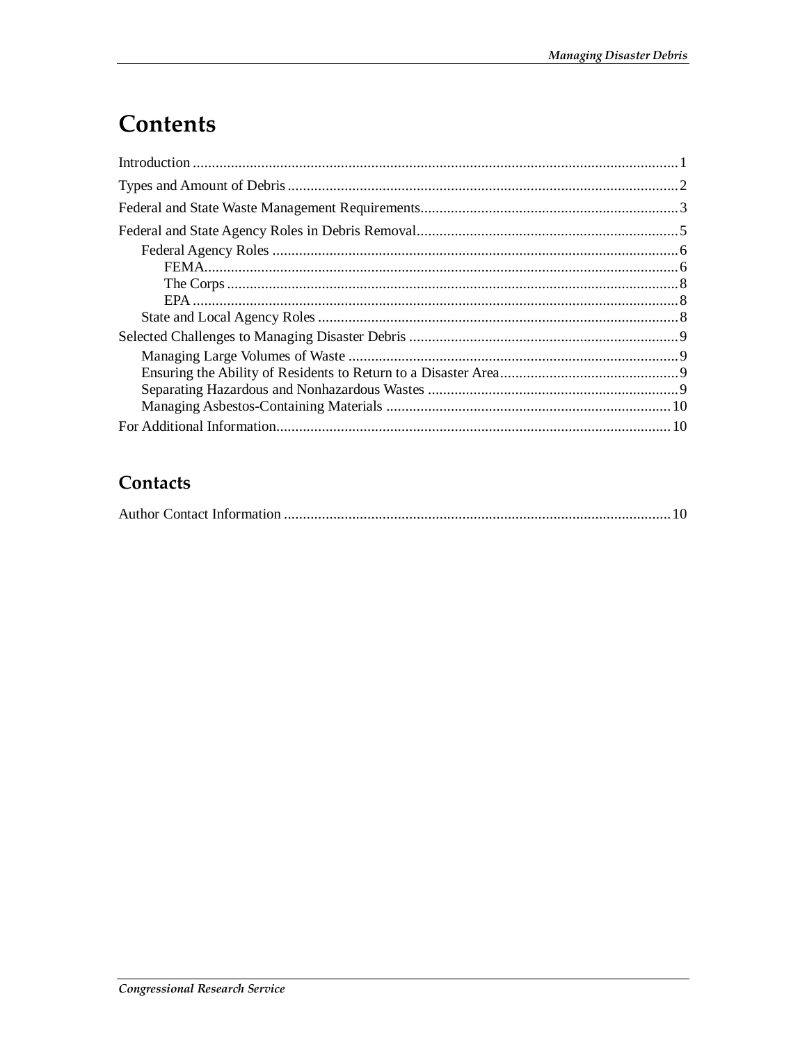# Contents

Introduction ..... 1

Types and Amount of Debris ..... 2

Federal and State Waste Management Requirements ..... 3

Federal and State Agency Roles in Debris Removal ..... 5

- Federal Agency Roles ..... 6
  - FEMA ..... 6
  - The Corps ..... 8
  - EPA ..... 8
- State and Local Agency Roles ..... 8

Selected Challenges to Managing Disaster Debris ..... 9

- Managing Large Volumes of Waste ..... 9
- Ensuring the Ability of Residents to Return to a Disaster Area ..... 9
- Separating Hazardous and Nonhazardous Wastes ..... 9
- Managing Asbestos-Containing Materials ..... 10

For Additional Information ..... 10

## Contacts

Author Contact Information ..... 10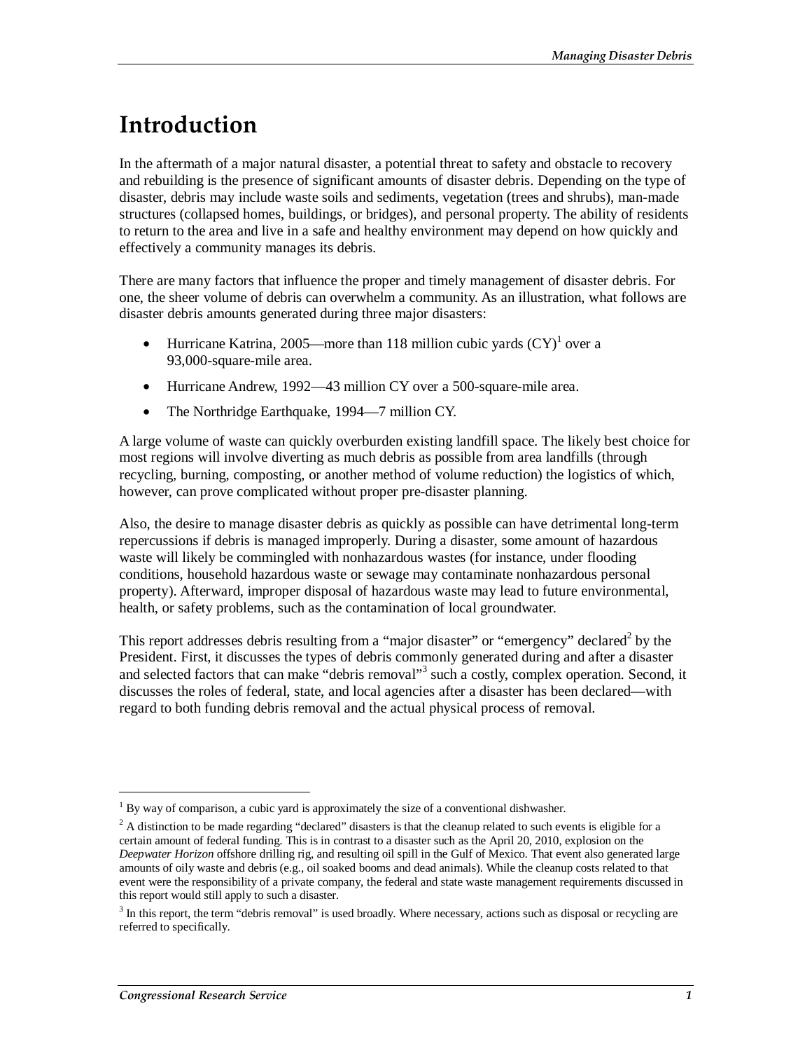# Introduction

In the aftermath of a major natural disaster, a potential threat to safety and obstacle to recovery and rebuilding is the presence of significant amounts of disaster debris. Depending on the type of disaster, debris may include waste soils and sediments, vegetation (trees and shrubs), man-made structures (collapsed homes, buildings, or bridges), and personal property. The ability of residents to return to the area and live in a safe and healthy environment may depend on how quickly and effectively a community manages its debris.

There are many factors that influence the proper and timely management of disaster debris. For one, the sheer volume of debris can overwhelm a community. As an illustration, what follows are disaster debris amounts generated during three major disasters:

- Hurricane Katrina, 2005—more than 118 million cubic yards (CY)[1] over a 93,000-square-mile area.
- Hurricane Andrew, 1992—43 million CY over a 500-square-mile area.
- The Northridge Earthquake, 1994—7 million CY.

A large volume of waste can quickly overburden existing landfill space. The likely best choice for most regions will involve diverting as much debris as possible from area landfills (through recycling, burning, composting, or another method of volume reduction) the logistics of which, however, can prove complicated without proper pre-disaster planning.

Also, the desire to manage disaster debris as quickly as possible can have detrimental long-term repercussions if debris is managed improperly. During a disaster, some amount of hazardous waste will likely be commingled with nonhazardous wastes (for instance, under flooding conditions, household hazardous waste or sewage may contaminate nonhazardous personal property). Afterward, improper disposal of hazardous waste may lead to future environmental, health, or safety problems, such as the contamination of local groundwater.

This report addresses debris resulting from a "major disaster" or "emergency" declared[2] by the President. First, it discusses the types of debris commonly generated during and after a disaster and selected factors that can make "debris removal"[3] such a costly, complex operation. Second, it discusses the roles of federal, state, and local agencies after a disaster has been declared—with regard to both funding debris removal and the actual physical process of removal.

---

[1] By way of comparison, a cubic yard is approximately the size of a conventional dishwasher.

[2] A distinction to be made regarding "declared" disasters is that the cleanup related to such events is eligible for a certain amount of federal funding. This is in contrast to a disaster such as the April 20, 2010, explosion on the *Deepwater Horizon* offshore drilling rig, and resulting oil spill in the Gulf of Mexico. That event also generated large amounts of oily waste and debris (e.g., oil soaked booms and dead animals). While the cleanup costs related to that event were the responsibility of a private company, the federal and state waste management requirements discussed in this report would still apply to such a disaster.

[3] In this report, the term "debris removal" is used broadly. Where necessary, actions such as disposal or recycling are referred to specifically.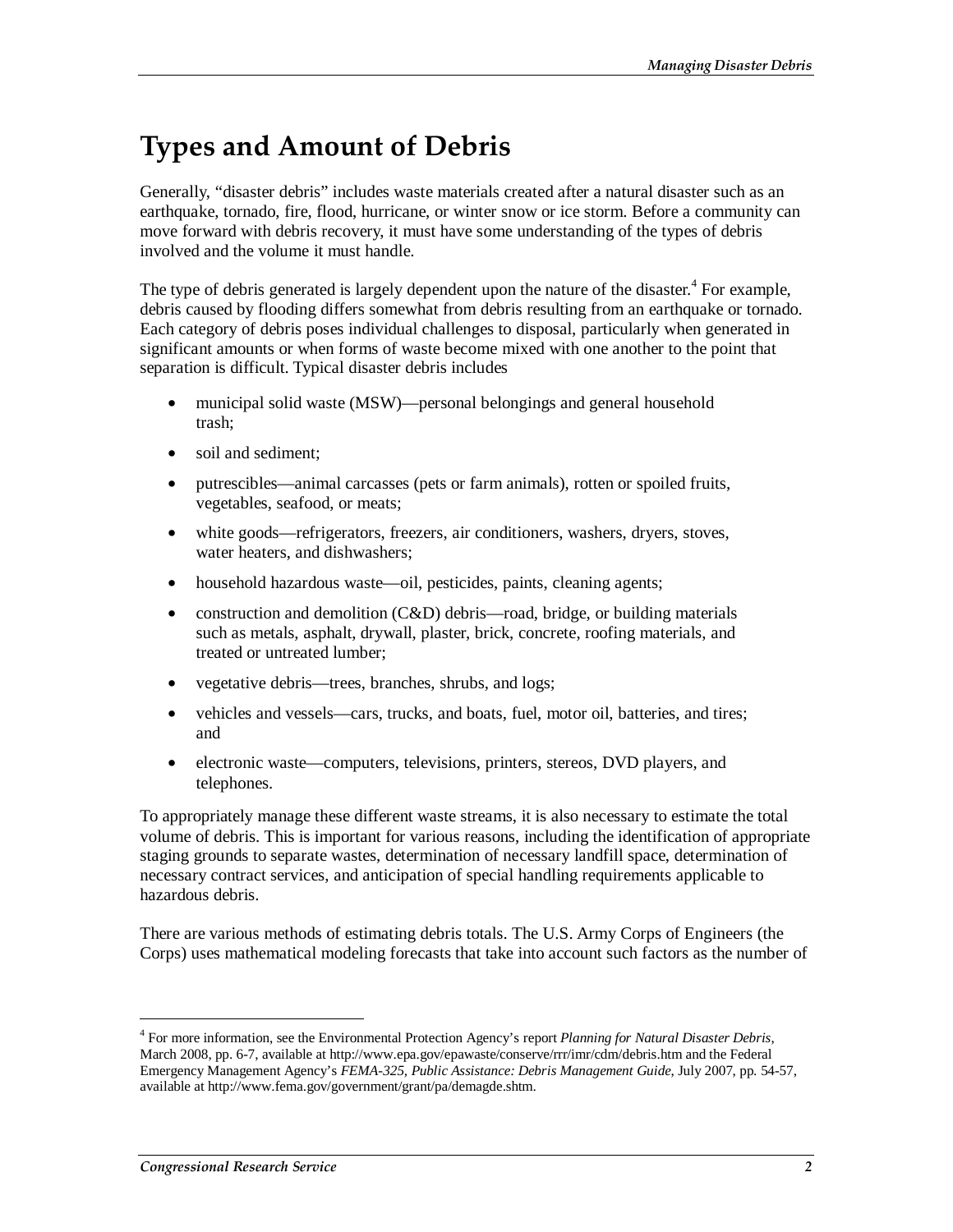# Types and Amount of Debris

Generally, "disaster debris" includes waste materials created after a natural disaster such as an earthquake, tornado, fire, flood, hurricane, or winter snow or ice storm. Before a community can move forward with debris recovery, it must have some understanding of the types of debris involved and the volume it must handle.

The type of debris generated is largely dependent upon the nature of the disaster.[4] For example, debris caused by flooding differs somewhat from debris resulting from an earthquake or tornado. Each category of debris poses individual challenges to disposal, particularly when generated in significant amounts or when forms of waste become mixed with one another to the point that separation is difficult. Typical disaster debris includes

- municipal solid waste (MSW)—personal belongings and general household trash;
- soil and sediment;
- putrescibles—animal carcasses (pets or farm animals), rotten or spoiled fruits, vegetables, seafood, or meats;
- white goods—refrigerators, freezers, air conditioners, washers, dryers, stoves, water heaters, and dishwashers;
- household hazardous waste—oil, pesticides, paints, cleaning agents;
- construction and demolition (C&D) debris—road, bridge, or building materials such as metals, asphalt, drywall, plaster, brick, concrete, roofing materials, and treated or untreated lumber;
- vegetative debris—trees, branches, shrubs, and logs;
- vehicles and vessels—cars, trucks, and boats, fuel, motor oil, batteries, and tires; and
- electronic waste—computers, televisions, printers, stereos, DVD players, and telephones.

To appropriately manage these different waste streams, it is also necessary to estimate the total volume of debris. This is important for various reasons, including the identification of appropriate staging grounds to separate wastes, determination of necessary landfill space, determination of necessary contract services, and anticipation of special handling requirements applicable to hazardous debris.

There are various methods of estimating debris totals. The U.S. Army Corps of Engineers (the Corps) uses mathematical modeling forecasts that take into account such factors as the number of

---

[4] For more information, see the Environmental Protection Agency's report *Planning for Natural Disaster Debris*, March 2008, pp. 6-7, available at http://www.epa.gov/epawaste/conserve/rrr/imr/cdm/debris.htm and the Federal Emergency Management Agency's *FEMA-325, Public Assistance: Debris Management Guide*, July 2007, pp. 54-57, available at http://www.fema.gov/government/grant/pa/demagde.shtm.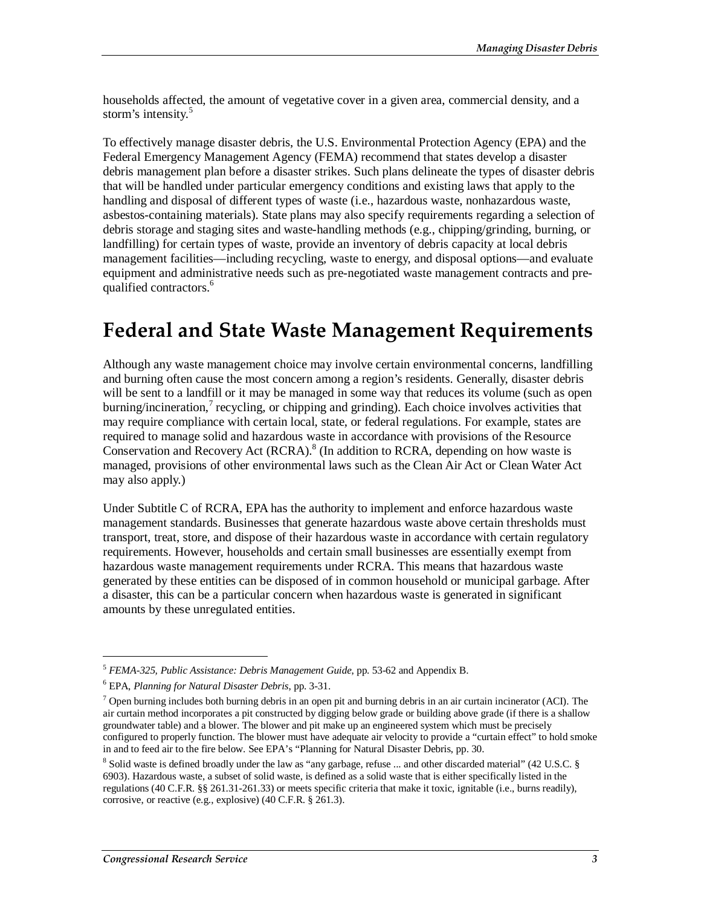households affected, the amount of vegetative cover in a given area, commercial density, and a storm's intensity.[5]

To effectively manage disaster debris, the U.S. Environmental Protection Agency (EPA) and the Federal Emergency Management Agency (FEMA) recommend that states develop a disaster debris management plan before a disaster strikes. Such plans delineate the types of disaster debris that will be handled under particular emergency conditions and existing laws that apply to the handling and disposal of different types of waste (i.e., hazardous waste, nonhazardous waste, asbestos-containing materials). State plans may also specify requirements regarding a selection of debris storage and staging sites and waste-handling methods (e.g., chipping/grinding, burning, or landfilling) for certain types of waste, provide an inventory of debris capacity at local debris management facilities—including recycling, waste to energy, and disposal options—and evaluate equipment and administrative needs such as pre-negotiated waste management contracts and pre-qualified contractors.[6]

# Federal and State Waste Management Requirements

Although any waste management choice may involve certain environmental concerns, landfilling and burning often cause the most concern among a region's residents. Generally, disaster debris will be sent to a landfill or it may be managed in some way that reduces its volume (such as open burning/incineration,[7] recycling, or chipping and grinding). Each choice involves activities that may require compliance with certain local, state, or federal regulations. For example, states are required to manage solid and hazardous waste in accordance with provisions of the Resource Conservation and Recovery Act (RCRA).[8] (In addition to RCRA, depending on how waste is managed, provisions of other environmental laws such as the Clean Air Act or Clean Water Act may also apply.)

Under Subtitle C of RCRA, EPA has the authority to implement and enforce hazardous waste management standards. Businesses that generate hazardous waste above certain thresholds must transport, treat, store, and dispose of their hazardous waste in accordance with certain regulatory requirements. However, households and certain small businesses are essentially exempt from hazardous waste management requirements under RCRA. This means that hazardous waste generated by these entities can be disposed of in common household or municipal garbage. After a disaster, this can be a particular concern when hazardous waste is generated in significant amounts by these unregulated entities.

---

[5] *FEMA-325, Public Assistance: Debris Management Guide*, pp. 53-62 and Appendix B.

[6] EPA, *Planning for Natural Disaster Debris*, pp. 3-31.

[7] Open burning includes both burning debris in an open pit and burning debris in an air curtain incinerator (ACI). The air curtain method incorporates a pit constructed by digging below grade or building above grade (if there is a shallow groundwater table) and a blower. The blower and pit make up an engineered system which must be precisely configured to properly function. The blower must have adequate air velocity to provide a "curtain effect" to hold smoke in and to feed air to the fire below. See EPA's "Planning for Natural Disaster Debris, pp. 30.

[8] Solid waste is defined broadly under the law as "any garbage, refuse ... and other discarded material" (42 U.S.C. § 6903). Hazardous waste, a subset of solid waste, is defined as a solid waste that is either specifically listed in the regulations (40 C.F.R. §§ 261.31-261.33) or meets specific criteria that make it toxic, ignitable (i.e., burns readily), corrosive, or reactive (e.g., explosive) (40 C.F.R. § 261.3).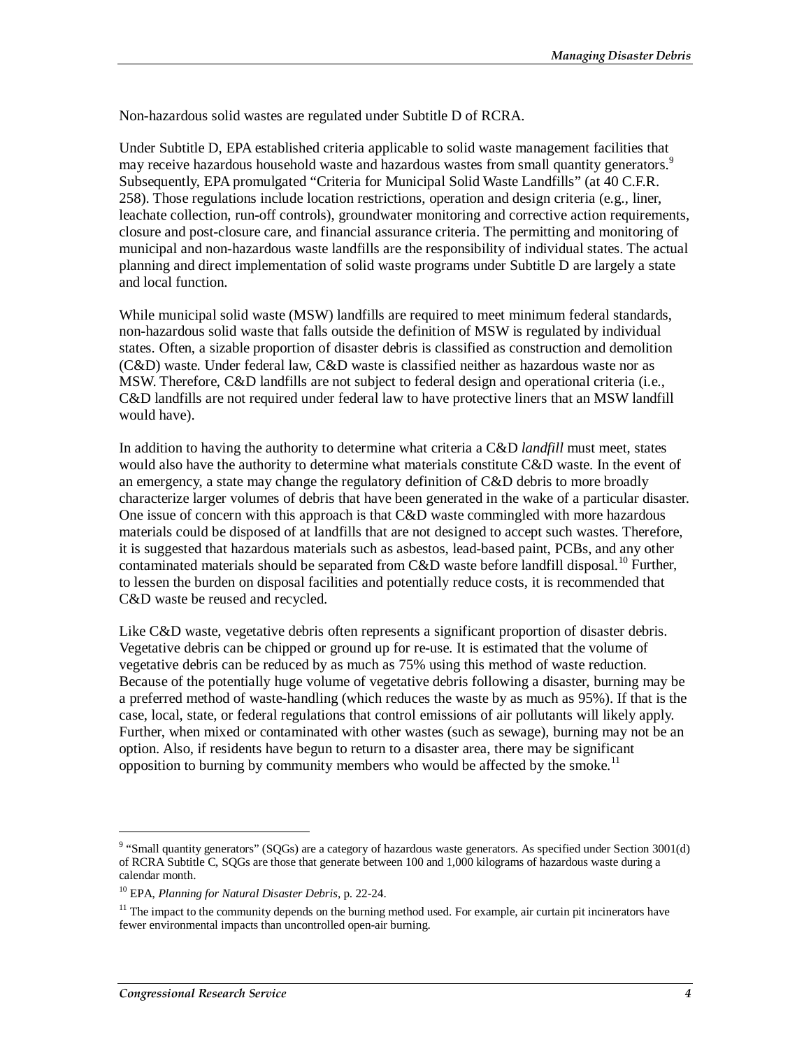Non-hazardous solid wastes are regulated under Subtitle D of RCRA.

Under Subtitle D, EPA established criteria applicable to solid waste management facilities that may receive hazardous household waste and hazardous wastes from small quantity generators.[9] Subsequently, EPA promulgated "Criteria for Municipal Solid Waste Landfills" (at 40 C.F.R. 258). Those regulations include location restrictions, operation and design criteria (e.g., liner, leachate collection, run-off controls), groundwater monitoring and corrective action requirements, closure and post-closure care, and financial assurance criteria. The permitting and monitoring of municipal and non-hazardous waste landfills are the responsibility of individual states. The actual planning and direct implementation of solid waste programs under Subtitle D are largely a state and local function.

While municipal solid waste (MSW) landfills are required to meet minimum federal standards, non-hazardous solid waste that falls outside the definition of MSW is regulated by individual states. Often, a sizable proportion of disaster debris is classified as construction and demolition (C&D) waste. Under federal law, C&D waste is classified neither as hazardous waste nor as MSW. Therefore, C&D landfills are not subject to federal design and operational criteria (i.e., C&D landfills are not required under federal law to have protective liners that an MSW landfill would have).

In addition to having the authority to determine what criteria a C&D *landfill* must meet, states would also have the authority to determine what materials constitute C&D waste. In the event of an emergency, a state may change the regulatory definition of C&D debris to more broadly characterize larger volumes of debris that have been generated in the wake of a particular disaster. One issue of concern with this approach is that C&D waste commingled with more hazardous materials could be disposed of at landfills that are not designed to accept such wastes. Therefore, it is suggested that hazardous materials such as asbestos, lead-based paint, PCBs, and any other contaminated materials should be separated from C&D waste before landfill disposal.[10] Further, to lessen the burden on disposal facilities and potentially reduce costs, it is recommended that C&D waste be reused and recycled.

Like C&D waste, vegetative debris often represents a significant proportion of disaster debris. Vegetative debris can be chipped or ground up for re-use. It is estimated that the volume of vegetative debris can be reduced by as much as 75% using this method of waste reduction. Because of the potentially huge volume of vegetative debris following a disaster, burning may be a preferred method of waste-handling (which reduces the waste by as much as 95%). If that is the case, local, state, or federal regulations that control emissions of air pollutants will likely apply. Further, when mixed or contaminated with other wastes (such as sewage), burning may not be an option. Also, if residents have begun to return to a disaster area, there may be significant opposition to burning by community members who would be affected by the smoke.[11]

---

[9] "Small quantity generators" (SQGs) are a category of hazardous waste generators. As specified under Section 3001(d) of RCRA Subtitle C, SQGs are those that generate between 100 and 1,000 kilograms of hazardous waste during a calendar month.

[10] EPA, *Planning for Natural Disaster Debris*, p. 22-24.

[11] The impact to the community depends on the burning method used. For example, air curtain pit incinerators have fewer environmental impacts than uncontrolled open-air burning.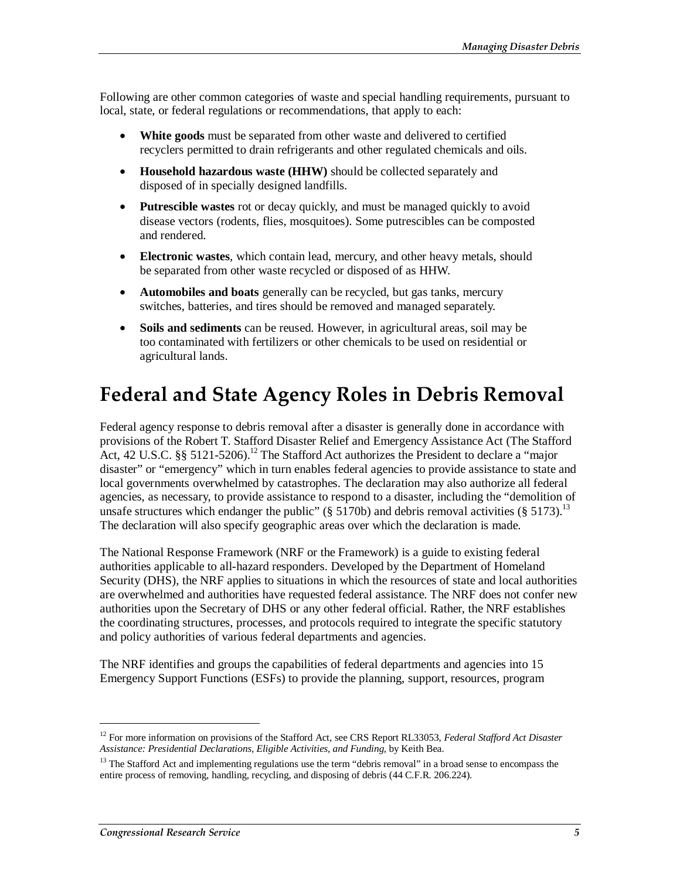Following are other common categories of waste and special handling requirements, pursuant to local, state, or federal regulations or recommendations, that apply to each:

- **White goods** must be separated from other waste and delivered to certified recyclers permitted to drain refrigerants and other regulated chemicals and oils.
- **Household hazardous waste (HHW)** should be collected separately and disposed of in specially designed landfills.
- **Putrescible wastes** rot or decay quickly, and must be managed quickly to avoid disease vectors (rodents, flies, mosquitoes). Some putrescibles can be composted and rendered.
- **Electronic wastes**, which contain lead, mercury, and other heavy metals, should be separated from other waste recycled or disposed of as HHW.
- **Automobiles and boats** generally can be recycled, but gas tanks, mercury switches, batteries, and tires should be removed and managed separately.
- **Soils and sediments** can be reused. However, in agricultural areas, soil may be too contaminated with fertilizers or other chemicals to be used on residential or agricultural lands.

# Federal and State Agency Roles in Debris Removal

Federal agency response to debris removal after a disaster is generally done in accordance with provisions of the Robert T. Stafford Disaster Relief and Emergency Assistance Act (The Stafford Act, 42 U.S.C. §§ 5121-5206).[12] The Stafford Act authorizes the President to declare a "major disaster" or "emergency" which in turn enables federal agencies to provide assistance to state and local governments overwhelmed by catastrophes. The declaration may also authorize all federal agencies, as necessary, to provide assistance to respond to a disaster, including the "demolition of unsafe structures which endanger the public" (§ 5170b) and debris removal activities (§ 5173).[13] The declaration will also specify geographic areas over which the declaration is made.

The National Response Framework (NRF or the Framework) is a guide to existing federal authorities applicable to all-hazard responders. Developed by the Department of Homeland Security (DHS), the NRF applies to situations in which the resources of state and local authorities are overwhelmed and authorities have requested federal assistance. The NRF does not confer new authorities upon the Secretary of DHS or any other federal official. Rather, the NRF establishes the coordinating structures, processes, and protocols required to integrate the specific statutory and policy authorities of various federal departments and agencies.

The NRF identifies and groups the capabilities of federal departments and agencies into 15 Emergency Support Functions (ESFs) to provide the planning, support, resources, program

---

[12] For more information on provisions of the Stafford Act, see CRS Report RL33053, *Federal Stafford Act Disaster Assistance: Presidential Declarations, Eligible Activities, and Funding*, by Keith Bea.

[13] The Stafford Act and implementing regulations use the term "debris removal" in a broad sense to encompass the entire process of removing, handling, recycling, and disposing of debris (44 C.F.R. 206.224).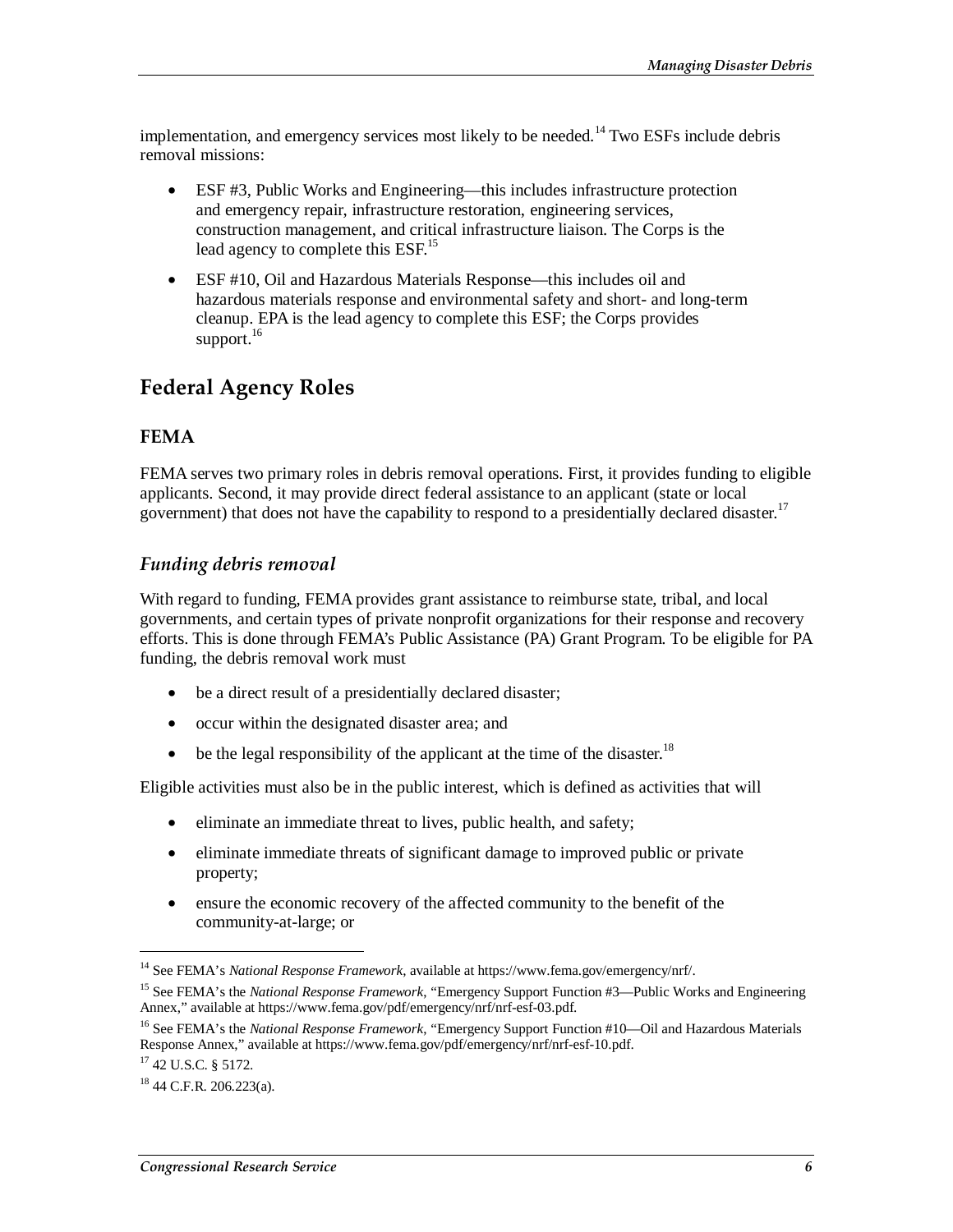implementation, and emergency services most likely to be needed.[14] Two ESFs include debris removal missions:

- ESF #3, Public Works and Engineering—this includes infrastructure protection and emergency repair, infrastructure restoration, engineering services, construction management, and critical infrastructure liaison. The Corps is the lead agency to complete this ESF.[15]
- ESF #10, Oil and Hazardous Materials Response—this includes oil and hazardous materials response and environmental safety and short- and long-term cleanup. EPA is the lead agency to complete this ESF; the Corps provides support.[16]

## Federal Agency Roles

### FEMA

FEMA serves two primary roles in debris removal operations. First, it provides funding to eligible applicants. Second, it may provide direct federal assistance to an applicant (state or local government) that does not have the capability to respond to a presidentially declared disaster.[17]

### *Funding debris removal*

With regard to funding, FEMA provides grant assistance to reimburse state, tribal, and local governments, and certain types of private nonprofit organizations for their response and recovery efforts. This is done through FEMA's Public Assistance (PA) Grant Program. To be eligible for PA funding, the debris removal work must

- be a direct result of a presidentially declared disaster;
- occur within the designated disaster area; and
- be the legal responsibility of the applicant at the time of the disaster.[18]

Eligible activities must also be in the public interest, which is defined as activities that will

- eliminate an immediate threat to lives, public health, and safety;
- eliminate immediate threats of significant damage to improved public or private property;
- ensure the economic recovery of the affected community to the benefit of the community-at-large; or

---

[14] See FEMA's *National Response Framework*, available at https://www.fema.gov/emergency/nrf/.

[15] See FEMA's the *National Response Framework*, "Emergency Support Function #3—Public Works and Engineering Annex," available at https://www.fema.gov/pdf/emergency/nrf/nrf-esf-03.pdf.

[16] See FEMA's the *National Response Framework*, "Emergency Support Function #10—Oil and Hazardous Materials Response Annex," available at https://www.fema.gov/pdf/emergency/nrf/nrf-esf-10.pdf.

[17] 42 U.S.C. § 5172.

[18] 44 C.F.R. 206.223(a).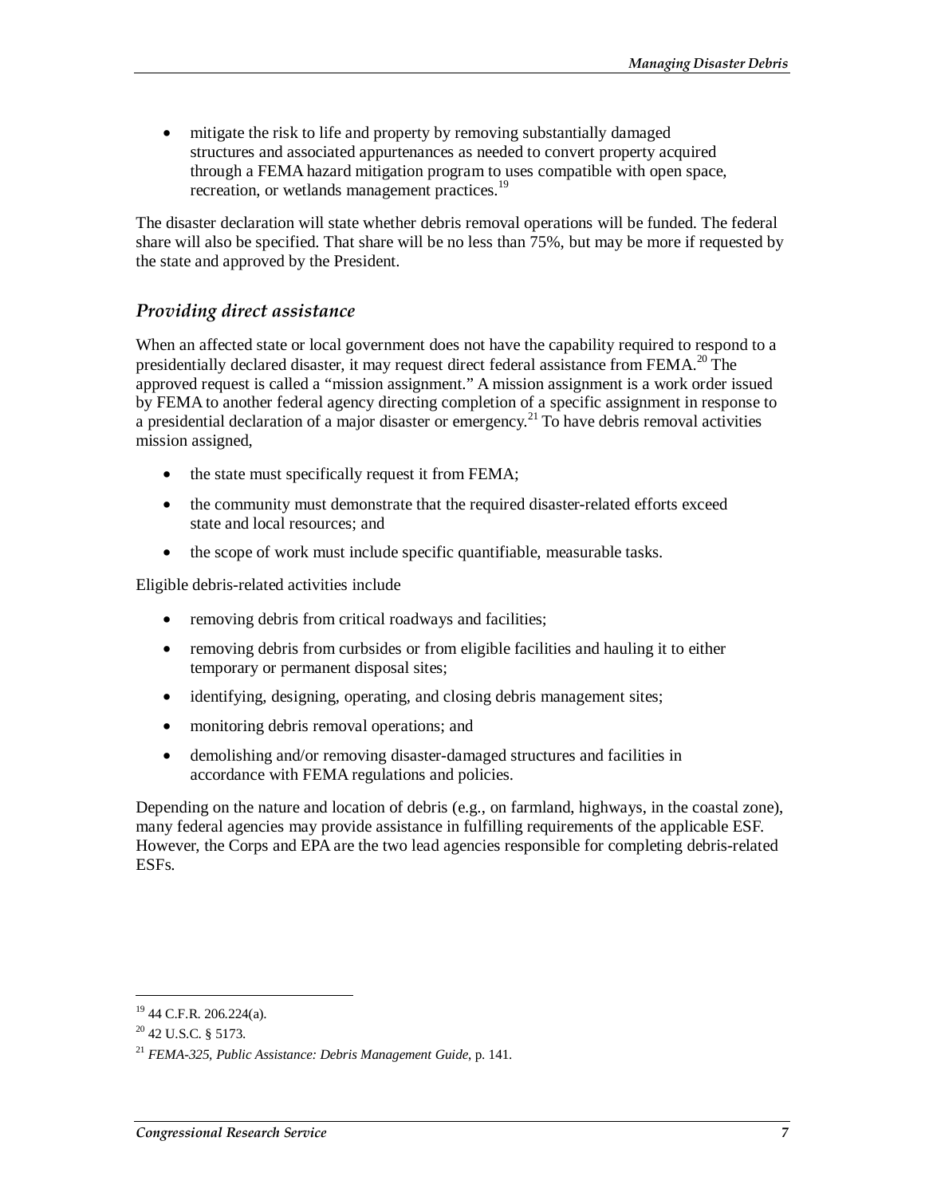- mitigate the risk to life and property by removing substantially damaged structures and associated appurtenances as needed to convert property acquired through a FEMA hazard mitigation program to uses compatible with open space, recreation, or wetlands management practices.[19]

The disaster declaration will state whether debris removal operations will be funded. The federal share will also be specified. That share will be no less than 75%, but may be more if requested by the state and approved by the President.

### *Providing direct assistance*

When an affected state or local government does not have the capability required to respond to a presidentially declared disaster, it may request direct federal assistance from FEMA.[20] The approved request is called a "mission assignment." A mission assignment is a work order issued by FEMA to another federal agency directing completion of a specific assignment in response to a presidential declaration of a major disaster or emergency.[21] To have debris removal activities mission assigned,

- the state must specifically request it from FEMA;
- the community must demonstrate that the required disaster-related efforts exceed state and local resources; and
- the scope of work must include specific quantifiable, measurable tasks.

Eligible debris-related activities include

- removing debris from critical roadways and facilities;
- removing debris from curbsides or from eligible facilities and hauling it to either temporary or permanent disposal sites;
- identifying, designing, operating, and closing debris management sites;
- monitoring debris removal operations; and
- demolishing and/or removing disaster-damaged structures and facilities in accordance with FEMA regulations and policies.

Depending on the nature and location of debris (e.g., on farmland, highways, in the coastal zone), many federal agencies may provide assistance in fulfilling requirements of the applicable ESF. However, the Corps and EPA are the two lead agencies responsible for completing debris-related ESFs.

---

[19] 44 C.F.R. 206.224(a).

[20] 42 U.S.C. § 5173.

[21] *FEMA-325, Public Assistance: Debris Management Guide*, p. 141.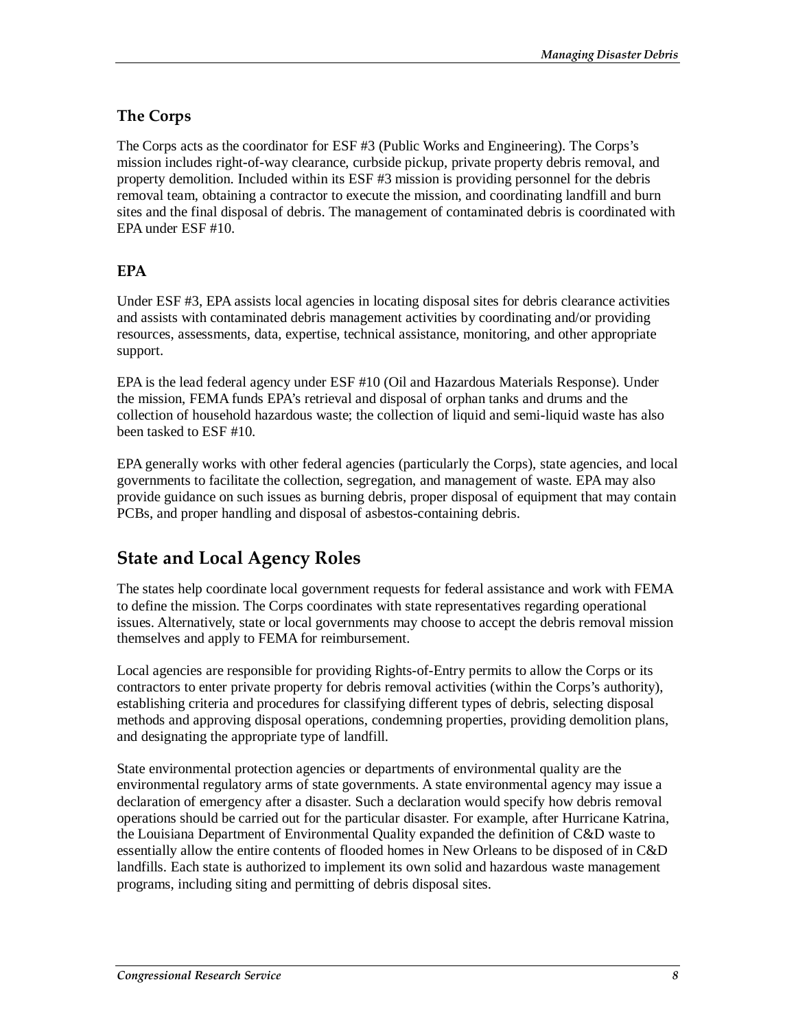### The Corps

The Corps acts as the coordinator for ESF #3 (Public Works and Engineering). The Corps's mission includes right-of-way clearance, curbside pickup, private property debris removal, and property demolition. Included within its ESF #3 mission is providing personnel for the debris removal team, obtaining a contractor to execute the mission, and coordinating landfill and burn sites and the final disposal of debris. The management of contaminated debris is coordinated with EPA under ESF #10.

### EPA

Under ESF #3, EPA assists local agencies in locating disposal sites for debris clearance activities and assists with contaminated debris management activities by coordinating and/or providing resources, assessments, data, expertise, technical assistance, monitoring, and other appropriate support.

EPA is the lead federal agency under ESF #10 (Oil and Hazardous Materials Response). Under the mission, FEMA funds EPA's retrieval and disposal of orphan tanks and drums and the collection of household hazardous waste; the collection of liquid and semi-liquid waste has also been tasked to ESF #10.

EPA generally works with other federal agencies (particularly the Corps), state agencies, and local governments to facilitate the collection, segregation, and management of waste. EPA may also provide guidance on such issues as burning debris, proper disposal of equipment that may contain PCBs, and proper handling and disposal of asbestos-containing debris.

## State and Local Agency Roles

The states help coordinate local government requests for federal assistance and work with FEMA to define the mission. The Corps coordinates with state representatives regarding operational issues. Alternatively, state or local governments may choose to accept the debris removal mission themselves and apply to FEMA for reimbursement.

Local agencies are responsible for providing Rights-of-Entry permits to allow the Corps or its contractors to enter private property for debris removal activities (within the Corps's authority), establishing criteria and procedures for classifying different types of debris, selecting disposal methods and approving disposal operations, condemning properties, providing demolition plans, and designating the appropriate type of landfill.

State environmental protection agencies or departments of environmental quality are the environmental regulatory arms of state governments. A state environmental agency may issue a declaration of emergency after a disaster. Such a declaration would specify how debris removal operations should be carried out for the particular disaster. For example, after Hurricane Katrina, the Louisiana Department of Environmental Quality expanded the definition of C&D waste to essentially allow the entire contents of flooded homes in New Orleans to be disposed of in C&D landfills. Each state is authorized to implement its own solid and hazardous waste management programs, including siting and permitting of debris disposal sites.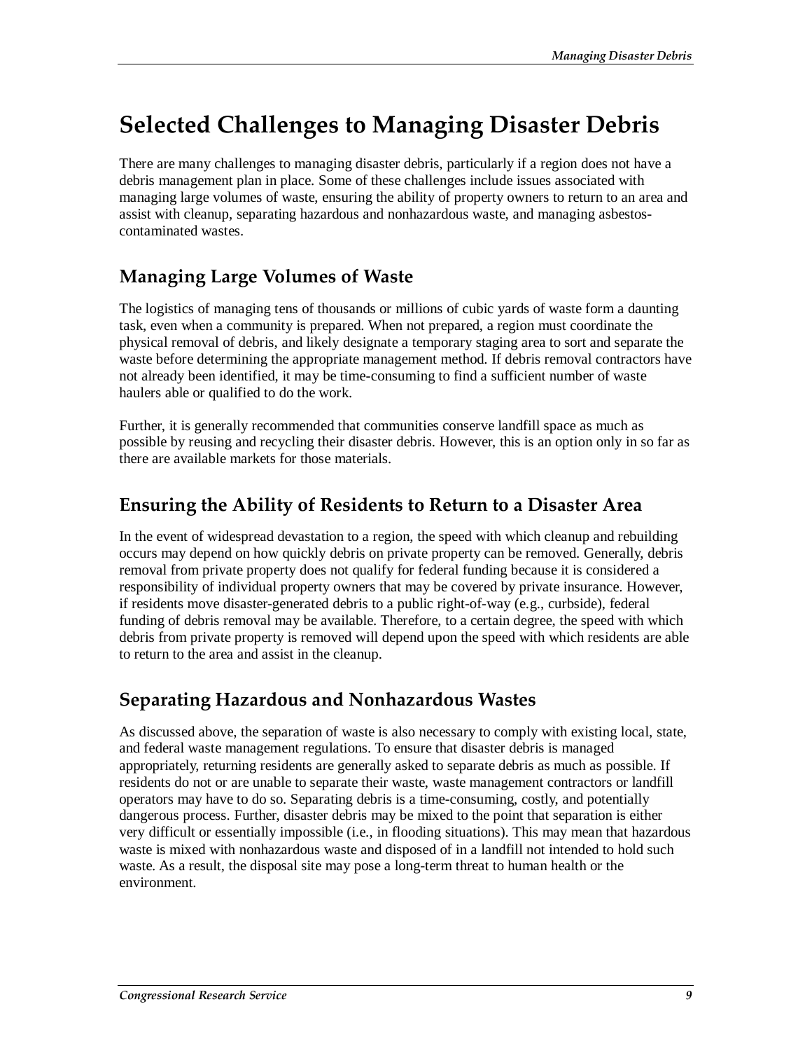# Selected Challenges to Managing Disaster Debris

There are many challenges to managing disaster debris, particularly if a region does not have a debris management plan in place. Some of these challenges include issues associated with managing large volumes of waste, ensuring the ability of property owners to return to an area and assist with cleanup, separating hazardous and nonhazardous waste, and managing asbestos-contaminated wastes.

## Managing Large Volumes of Waste

The logistics of managing tens of thousands or millions of cubic yards of waste form a daunting task, even when a community is prepared. When not prepared, a region must coordinate the physical removal of debris, and likely designate a temporary staging area to sort and separate the waste before determining the appropriate management method. If debris removal contractors have not already been identified, it may be time-consuming to find a sufficient number of waste haulers able or qualified to do the work.

Further, it is generally recommended that communities conserve landfill space as much as possible by reusing and recycling their disaster debris. However, this is an option only in so far as there are available markets for those materials.

## Ensuring the Ability of Residents to Return to a Disaster Area

In the event of widespread devastation to a region, the speed with which cleanup and rebuilding occurs may depend on how quickly debris on private property can be removed. Generally, debris removal from private property does not qualify for federal funding because it is considered a responsibility of individual property owners that may be covered by private insurance. However, if residents move disaster-generated debris to a public right-of-way (e.g., curbside), federal funding of debris removal may be available. Therefore, to a certain degree, the speed with which debris from private property is removed will depend upon the speed with which residents are able to return to the area and assist in the cleanup.

## Separating Hazardous and Nonhazardous Wastes

As discussed above, the separation of waste is also necessary to comply with existing local, state, and federal waste management regulations. To ensure that disaster debris is managed appropriately, returning residents are generally asked to separate debris as much as possible. If residents do not or are unable to separate their waste, waste management contractors or landfill operators may have to do so. Separating debris is a time-consuming, costly, and potentially dangerous process. Further, disaster debris may be mixed to the point that separation is either very difficult or essentially impossible (i.e., in flooding situations). This may mean that hazardous waste is mixed with nonhazardous waste and disposed of in a landfill not intended to hold such waste. As a result, the disposal site may pose a long-term threat to human health or the environment.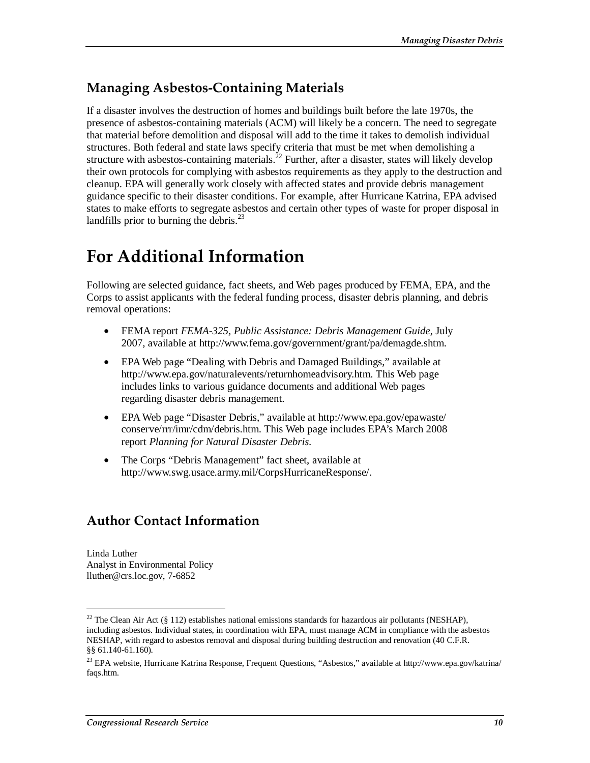## Managing Asbestos-Containing Materials

If a disaster involves the destruction of homes and buildings built before the late 1970s, the presence of asbestos-containing materials (ACM) will likely be a concern. The need to segregate that material before demolition and disposal will add to the time it takes to demolish individual structures. Both federal and state laws specify criteria that must be met when demolishing a structure with asbestos-containing materials.[22] Further, after a disaster, states will likely develop their own protocols for complying with asbestos requirements as they apply to the destruction and cleanup. EPA will generally work closely with affected states and provide debris management guidance specific to their disaster conditions. For example, after Hurricane Katrina, EPA advised states to make efforts to segregate asbestos and certain other types of waste for proper disposal in landfills prior to burning the debris.[23]

# For Additional Information

Following are selected guidance, fact sheets, and Web pages produced by FEMA, EPA, and the Corps to assist applicants with the federal funding process, disaster debris planning, and debris removal operations:

- FEMA report *FEMA-325, Public Assistance: Debris Management Guide*, July 2007, available at http://www.fema.gov/government/grant/pa/demagde.shtm.
- EPA Web page "Dealing with Debris and Damaged Buildings," available at http://www.epa.gov/naturalevents/returnhomeadvisory.htm. This Web page includes links to various guidance documents and additional Web pages regarding disaster debris management.
- EPA Web page "Disaster Debris," available at http://www.epa.gov/epawaste/conserve/rrr/imr/cdm/debris.htm. This Web page includes EPA's March 2008 report *Planning for Natural Disaster Debris*.
- The Corps "Debris Management" fact sheet, available at http://www.swg.usace.army.mil/CorpsHurricaneResponse/.

## Author Contact Information

Linda Luther
Analyst in Environmental Policy
lluther@crs.loc.gov, 7-6852

[22] The Clean Air Act (§ 112) establishes national emissions standards for hazardous air pollutants (NESHAP), including asbestos. Individual states, in coordination with EPA, must manage ACM in compliance with the asbestos NESHAP, with regard to asbestos removal and disposal during building destruction and renovation (40 C.F.R. §§ 61.140-61.160).

[23] EPA website, Hurricane Katrina Response, Frequent Questions, "Asbestos," available at http://www.epa.gov/katrina/faqs.htm.